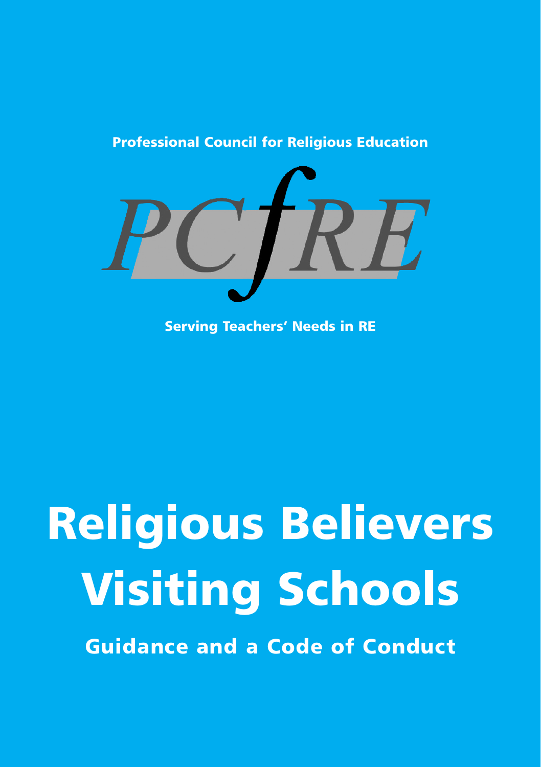Professional Council for Religious Education

PCfRE

Serving Teachers' Needs in RE

# Religious Believers Visiting Schools

## Guidance and a Code of Conduct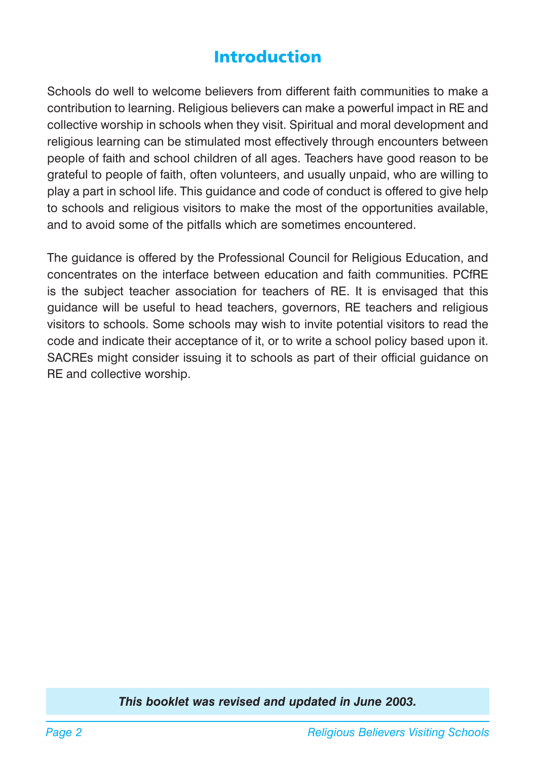# Introduction

Schools do well to welcome believers from different faith communities to make a contribution to learning. Religious believers can make a powerful impact in RE and collective worship in schools when they visit. Spiritual and moral development and religious learning can be stimulated most effectively through encounters between people of faith and school children of all ages. Teachers have good reason to be grateful to people of faith, often volunteers, and usually unpaid, who are willing to play a part in school life. This guidance and code of conduct is offered to give help to schools and religious visitors to make the most of the opportunities available, and to avoid some of the pitfalls which are sometimes encountered.

The guidance is offered by the Professional Council for Religious Education, and concentrates on the interface between education and faith communities. PCfRE is the subject teacher association for teachers of RE. It is envisaged that this guidance will be useful to head teachers, governors, RE teachers and religious visitors to schools. Some schools may wish to invite potential visitors to read the code and indicate their acceptance of it, or to write a school policy based upon it. SACREs might consider issuing it to schools as part of their official guidance on RE and collective worship.

***This booklet was revised and updated in June 2003.***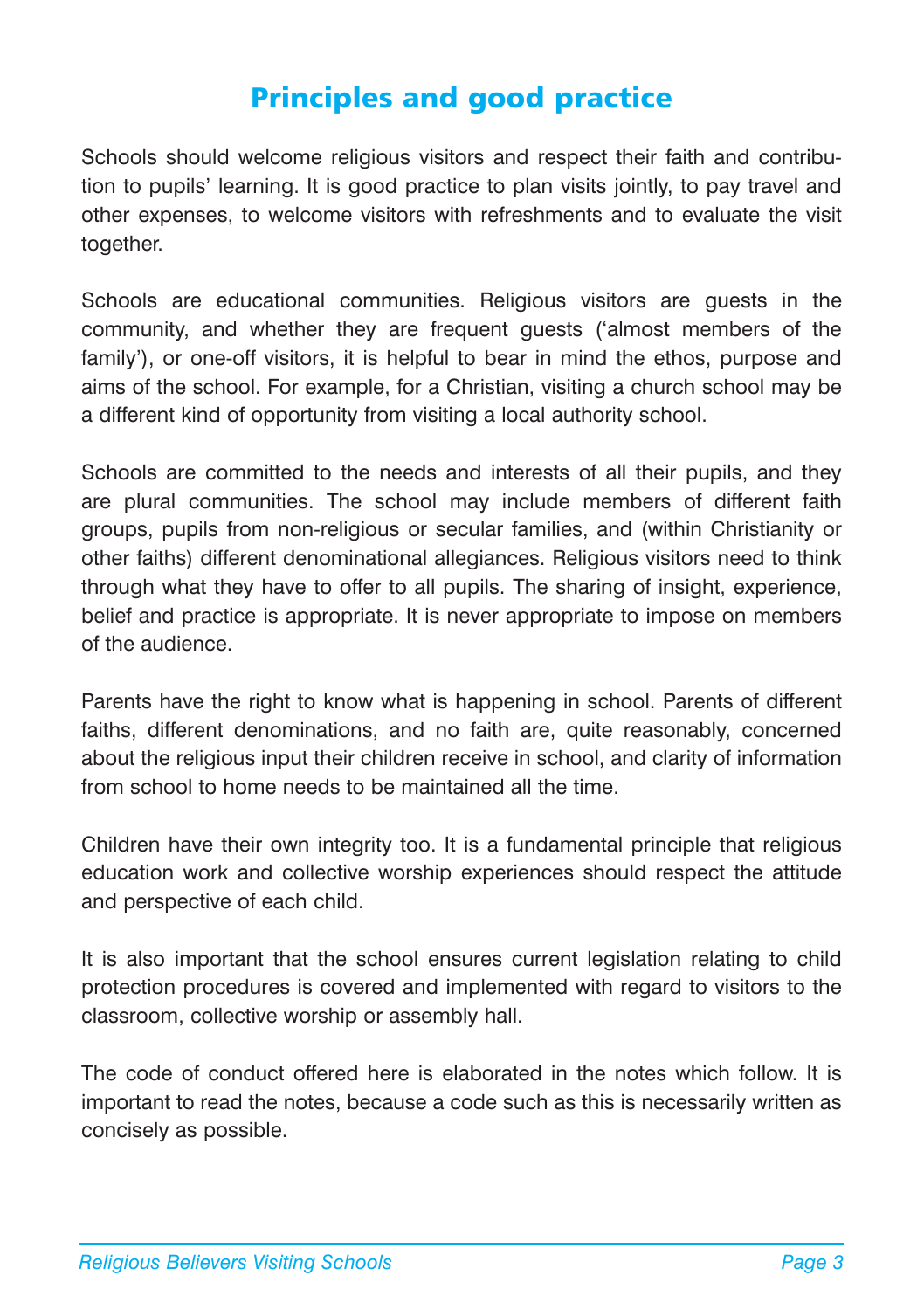# Principles and good practice

Schools should welcome religious visitors and respect their faith and contribution to pupils' learning. It is good practice to plan visits jointly, to pay travel and other expenses, to welcome visitors with refreshments and to evaluate the visit together.

Schools are educational communities. Religious visitors are guests in the community, and whether they are frequent guests ('almost members of the family'), or one-off visitors, it is helpful to bear in mind the ethos, purpose and aims of the school. For example, for a Christian, visiting a church school may be a different kind of opportunity from visiting a local authority school.

Schools are committed to the needs and interests of all their pupils, and they are plural communities. The school may include members of different faith groups, pupils from non-religious or secular families, and (within Christianity or other faiths) different denominational allegiances. Religious visitors need to think through what they have to offer to all pupils. The sharing of insight, experience, belief and practice is appropriate. It is never appropriate to impose on members of the audience.

Parents have the right to know what is happening in school. Parents of different faiths, different denominations, and no faith are, quite reasonably, concerned about the religious input their children receive in school, and clarity of information from school to home needs to be maintained all the time.

Children have their own integrity too. It is a fundamental principle that religious education work and collective worship experiences should respect the attitude and perspective of each child.

It is also important that the school ensures current legislation relating to child protection procedures is covered and implemented with regard to visitors to the classroom, collective worship or assembly hall.

The code of conduct offered here is elaborated in the notes which follow. It is important to read the notes, because a code such as this is necessarily written as concisely as possible.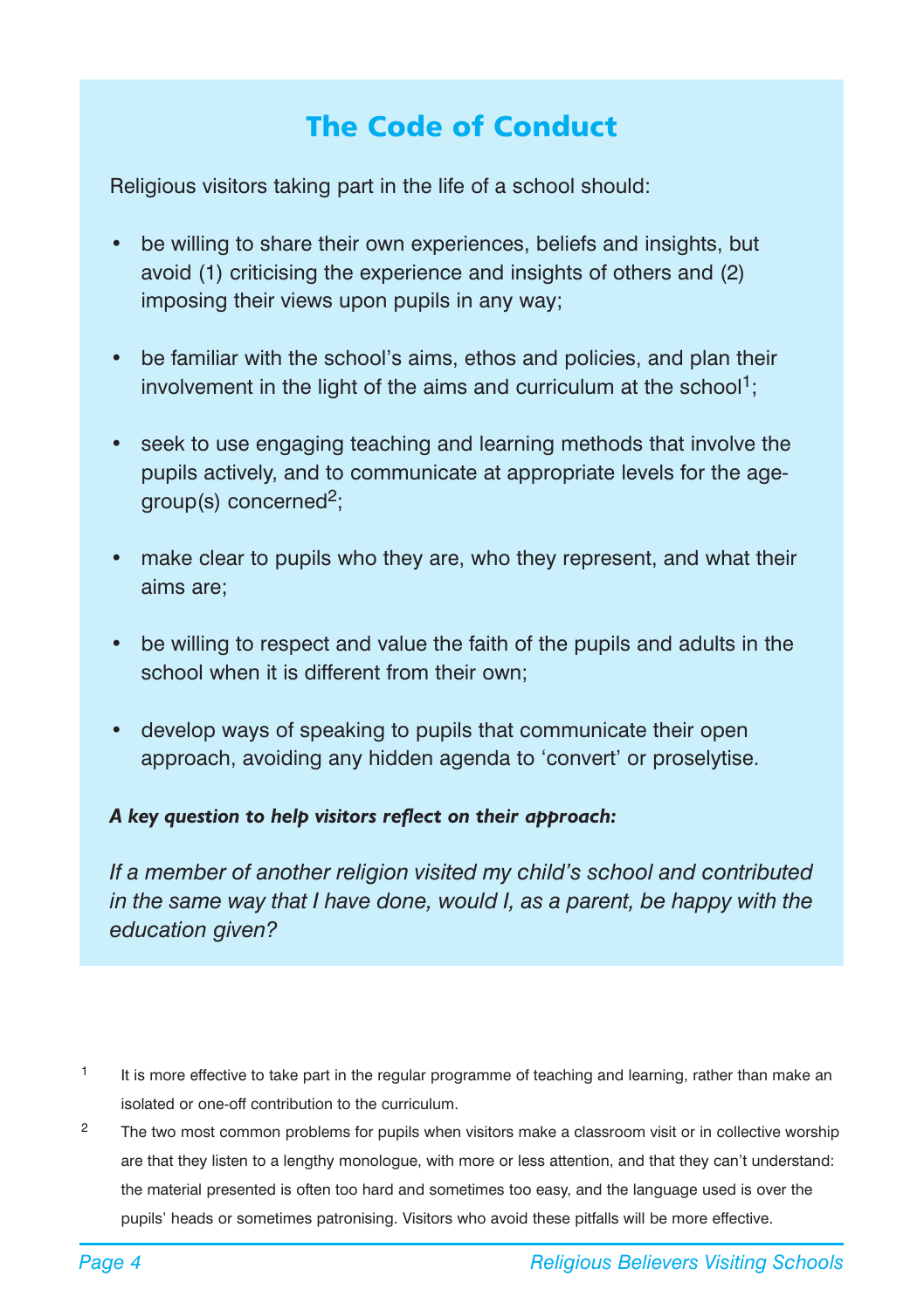## The Code of Conduct

Religious visitors taking part in the life of a school should:

- be willing to share their own experiences, beliefs and insights, but avoid (1) criticising the experience and insights of others and (2) imposing their views upon pupils in any way;
- be familiar with the school's aims, ethos and policies, and plan their involvement in the light of the aims and curriculum at the school[1];
- seek to use engaging teaching and learning methods that involve the pupils actively, and to communicate at appropriate levels for the age-group(s) concerned[2];
- make clear to pupils who they are, who they represent, and what their aims are;
- be willing to respect and value the faith of the pupils and adults in the school when it is different from their own;
- develop ways of speaking to pupils that communicate their open approach, avoiding any hidden agenda to 'convert' or proselytise.

***A key question to help visitors reflect on their approach:***

*If a member of another religion visited my child's school and contributed in the same way that I have done, would I, as a parent, be happy with the education given?*

[1] It is more effective to take part in the regular programme of teaching and learning, rather than make an isolated or one-off contribution to the curriculum.

[2] The two most common problems for pupils when visitors make a classroom visit or in collective worship are that they listen to a lengthy monologue, with more or less attention, and that they can't understand: the material presented is often too hard and sometimes too easy, and the language used is over the pupils' heads or sometimes patronising. Visitors who avoid these pitfalls will be more effective.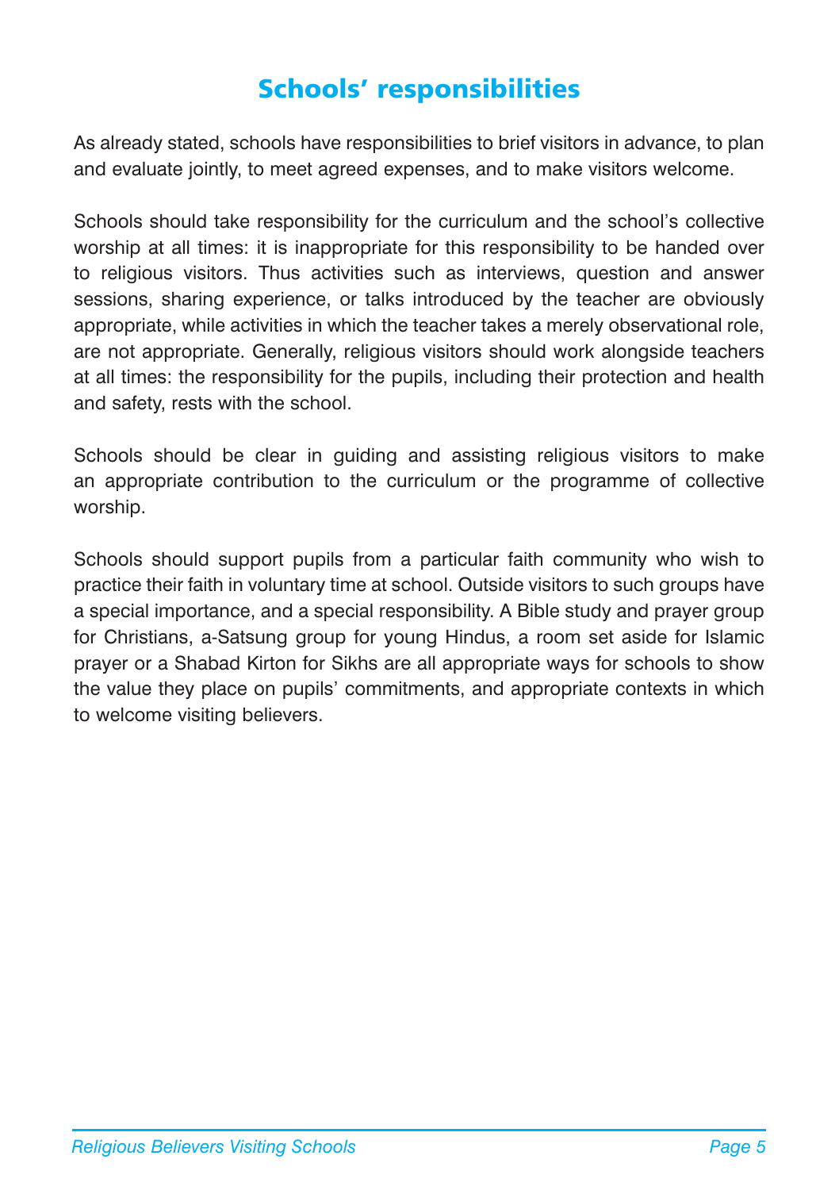## Schools' responsibilities

As already stated, schools have responsibilities to brief visitors in advance, to plan and evaluate jointly, to meet agreed expenses, and to make visitors welcome.

Schools should take responsibility for the curriculum and the school's collective worship at all times: it is inappropriate for this responsibility to be handed over to religious visitors. Thus activities such as interviews, question and answer sessions, sharing experience, or talks introduced by the teacher are obviously appropriate, while activities in which the teacher takes a merely observational role, are not appropriate. Generally, religious visitors should work alongside teachers at all times: the responsibility for the pupils, including their protection and health and safety, rests with the school.

Schools should be clear in guiding and assisting religious visitors to make an appropriate contribution to the curriculum or the programme of collective worship.

Schools should support pupils from a particular faith community who wish to practice their faith in voluntary time at school. Outside visitors to such groups have a special importance, and a special responsibility. A Bible study and prayer group for Christians, a-Satsung group for young Hindus, a room set aside for Islamic prayer or a Shabad Kirton for Sikhs are all appropriate ways for schools to show the value they place on pupils' commitments, and appropriate contexts in which to welcome visiting believers.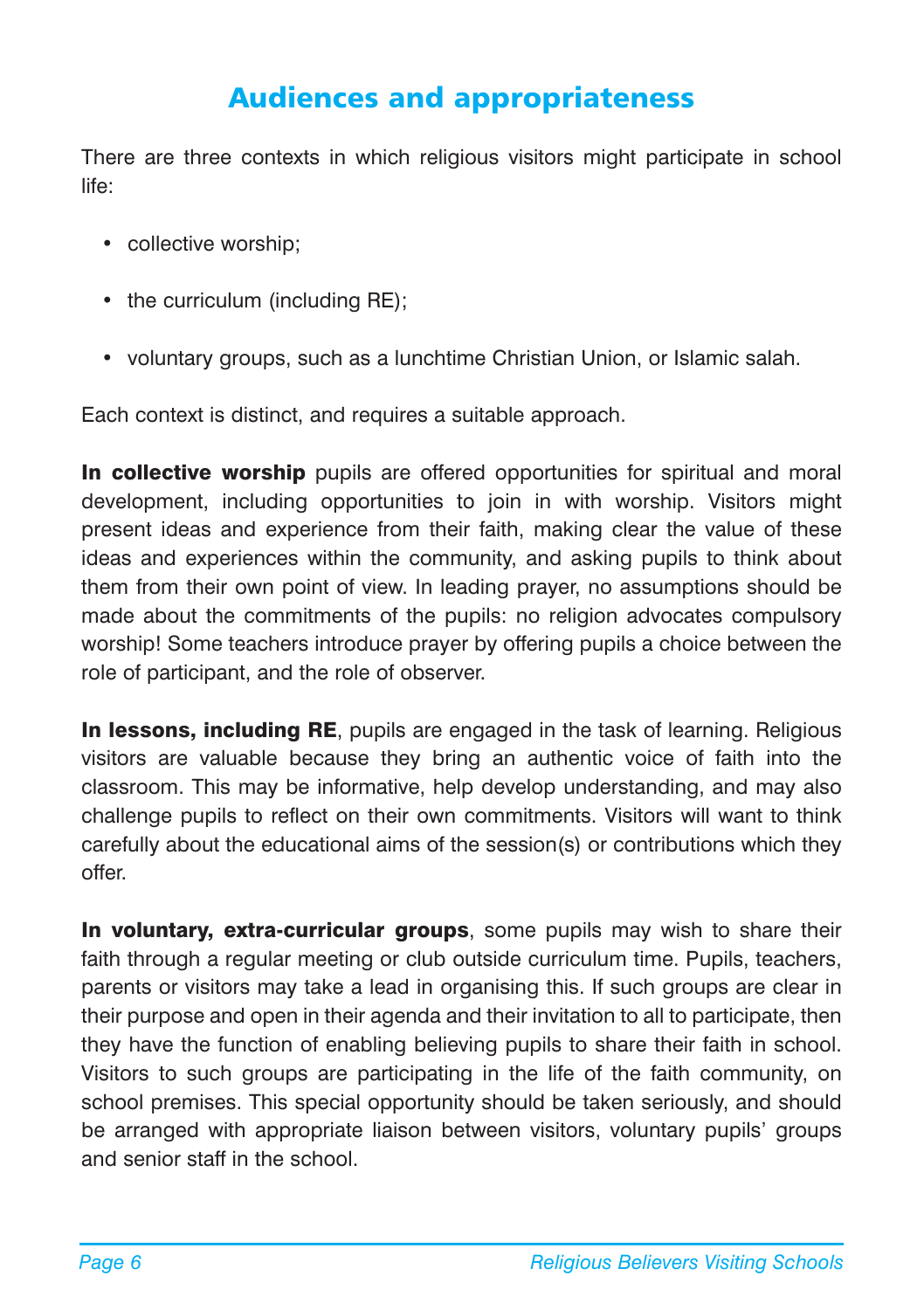## Audiences and appropriateness

There are three contexts in which religious visitors might participate in school life:

- collective worship;
- the curriculum (including RE);
- voluntary groups, such as a lunchtime Christian Union, or Islamic salah.

Each context is distinct, and requires a suitable approach.

**In collective worship** pupils are offered opportunities for spiritual and moral development, including opportunities to join in with worship. Visitors might present ideas and experience from their faith, making clear the value of these ideas and experiences within the community, and asking pupils to think about them from their own point of view. In leading prayer, no assumptions should be made about the commitments of the pupils: no religion advocates compulsory worship! Some teachers introduce prayer by offering pupils a choice between the role of participant, and the role of observer.

**In lessons, including RE**, pupils are engaged in the task of learning. Religious visitors are valuable because they bring an authentic voice of faith into the classroom. This may be informative, help develop understanding, and may also challenge pupils to reflect on their own commitments. Visitors will want to think carefully about the educational aims of the session(s) or contributions which they offer.

**In voluntary, extra-curricular groups**, some pupils may wish to share their faith through a regular meeting or club outside curriculum time. Pupils, teachers, parents or visitors may take a lead in organising this. If such groups are clear in their purpose and open in their agenda and their invitation to all to participate, then they have the function of enabling believing pupils to share their faith in school. Visitors to such groups are participating in the life of the faith community, on school premises. This special opportunity should be taken seriously, and should be arranged with appropriate liaison between visitors, voluntary pupils' groups and senior staff in the school.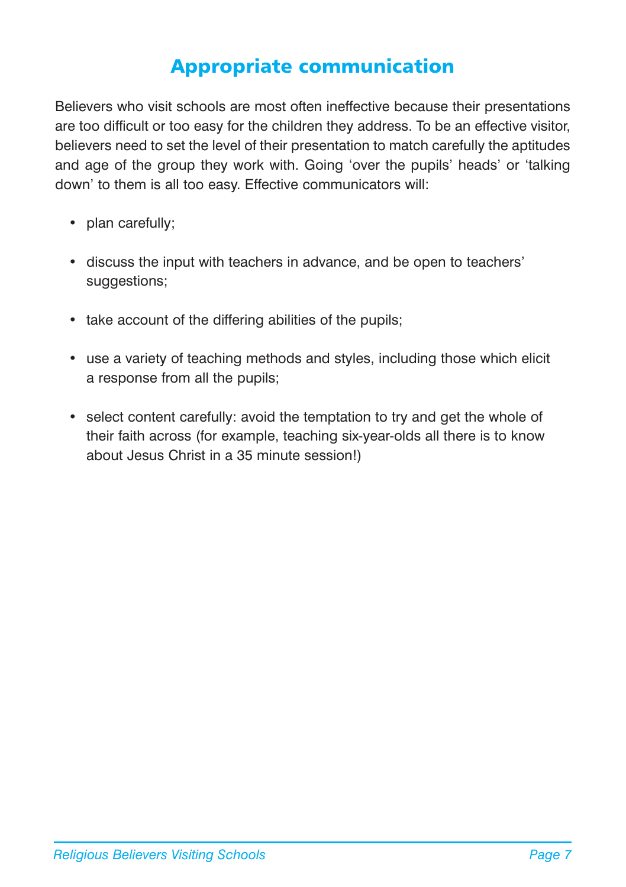## Appropriate communication

Believers who visit schools are most often ineffective because their presentations are too difficult or too easy for the children they address. To be an effective visitor, believers need to set the level of their presentation to match carefully the aptitudes and age of the group they work with. Going 'over the pupils' heads' or 'talking down' to them is all too easy. Effective communicators will:

- plan carefully;
- discuss the input with teachers in advance, and be open to teachers' suggestions;
- take account of the differing abilities of the pupils;
- use a variety of teaching methods and styles, including those which elicit a response from all the pupils;
- select content carefully: avoid the temptation to try and get the whole of their faith across (for example, teaching six-year-olds all there is to know about Jesus Christ in a 35 minute session!)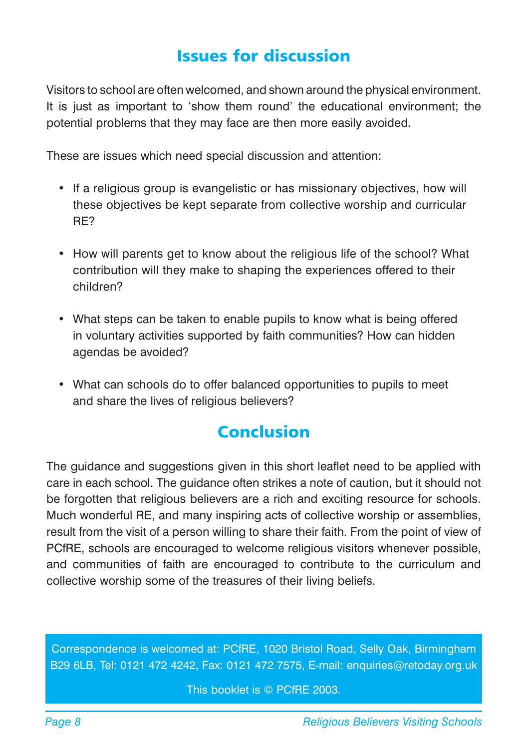## Issues for discussion

Visitors to school are often welcomed, and shown around the physical environment. It is just as important to 'show them round' the educational environment; the potential problems that they may face are then more easily avoided.

These are issues which need special discussion and attention:

- If a religious group is evangelistic or has missionary objectives, how will these objectives be kept separate from collective worship and curricular RE?
- How will parents get to know about the religious life of the school? What contribution will they make to shaping the experiences offered to their children?
- What steps can be taken to enable pupils to know what is being offered in voluntary activities supported by faith communities? How can hidden agendas be avoided?
- What can schools do to offer balanced opportunities to pupils to meet and share the lives of religious believers?

## Conclusion

The guidance and suggestions given in this short leaflet need to be applied with care in each school. The guidance often strikes a note of caution, but it should not be forgotten that religious believers are a rich and exciting resource for schools. Much wonderful RE, and many inspiring acts of collective worship or assemblies, result from the visit of a person willing to share their faith. From the point of view of PCfRE, schools are encouraged to welcome religious visitors whenever possible, and communities of faith are encouraged to contribute to the curriculum and collective worship some of the treasures of their living beliefs.

Correspondence is welcomed at: PCfRE, 1020 Bristol Road, Selly Oak, Birmingham B29 6LB, Tel: 0121 472 4242, Fax: 0121 472 7575, E-mail: enquiries@retoday.org.uk

This booklet is © PCfRE 2003.